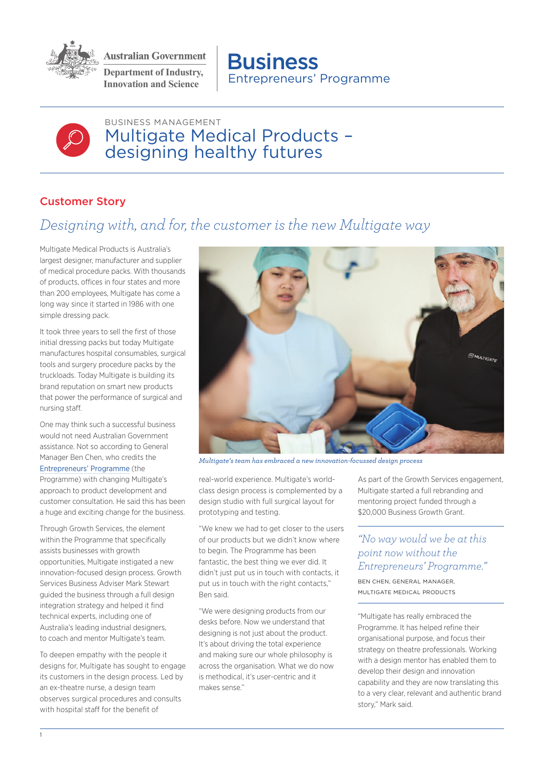Australian Government
Department of Industry, Innovation and Science

**Business** Entrepreneurs' Programme

BUSINESS MANAGEMENT

# Multigate Medical Products – designing healthy futures

## Customer Story

### *Designing with, and for, the customer is the new Multigate way*

Multigate Medical Products is Australia's largest designer, manufacturer and supplier of medical procedure packs. With thousands of products, offices in four states and more than 200 employees, Multigate has come a long way since it started in 1986 with one simple dressing pack.

It took three years to sell the first of those initial dressing packs but today Multigate manufactures hospital consumables, surgical tools and surgery procedure packs by the truckloads. Today Multigate is building its brand reputation on smart new products that power the performance of surgical and nursing staff.

One may think such a successful business would not need Australian Government assistance. Not so according to General Manager Ben Chen, who credits the Entrepreneurs' Programme (the Programme) with changing Multigate's approach to product development and customer consultation. He said this has been a huge and exciting change for the business.

Through Growth Services, the element within the Programme that specifically assists businesses with growth opportunities, Multigate instigated a new innovation-focused design process. Growth Services Business Adviser Mark Stewart guided the business through a full design integration strategy and helped it find technical experts, including one of Australia's leading industrial designers, to coach and mentor Multigate's team.

To deepen empathy with the people it designs for, Multigate has sought to engage its customers in the design process. Led by an ex-theatre nurse, a design team observes surgical procedures and consults with hospital staff for the benefit of real-world experience. Multigate's world-class design process is complemented by a design studio with full surgical layout for prototyping and testing.

*Multigate's team has embraced a new innovation-focussed design process*

"We knew we had to get closer to the users of our products but we didn't know where to begin. The Programme has been fantastic, the best thing we ever did. It didn't just put us in touch with contacts, it put us in touch with the right contacts," Ben said.

"We were designing products from our desks before. Now we understand that designing is not just about the product. It's about driving the total experience and making sure our whole philosophy is across the organisation. What we do now is methodical, it's user-centric and it makes sense."

As part of the Growth Services engagement, Multigate started a full rebranding and mentoring project funded through a $20,000 Business Growth Grant.

> *"No way would we be at this point now without the Entrepreneurs' Programme."*
>
> BEN CHEN, GENERAL MANAGER, MULTIGATE MEDICAL PRODUCTS

"Multigate has really embraced the Programme. It has helped refine their organisational purpose, and focus their strategy on theatre professionals. Working with a design mentor has enabled them to develop their design and innovation capability and they are now translating this to a very clear, relevant and authentic brand story," Mark said.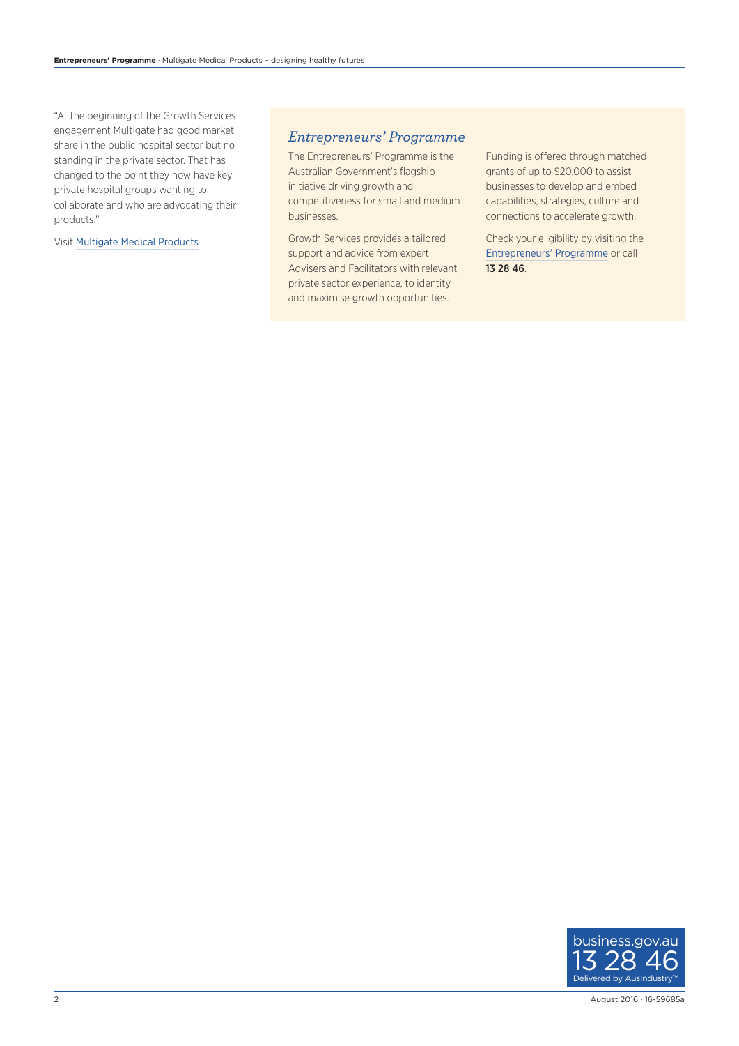"At the beginning of the Growth Services engagement Multigate had good market share in the public hospital sector but no standing in the private sector. That has changed to the point they now have key private hospital groups wanting to collaborate and who are advocating their products."

Visit Multigate Medical Products

## *Entrepreneurs' Programme*

The Entrepreneurs' Programme is the Australian Government's flagship initiative driving growth and competitiveness for small and medium businesses.

Growth Services provides a tailored support and advice from expert Advisers and Facilitators with relevant private sector experience, to identity and maximise growth opportunities.

Funding is offered through matched grants of up to $20,000 to assist businesses to develop and embed capabilities, strategies, culture and connections to accelerate growth.

Check your eligibility by visiting the Entrepreneurs' Programme or call **13 28 46**.

business.gov.au
13 28 46
Delivered by AusIndustry™

August 2016 · 16-59685a